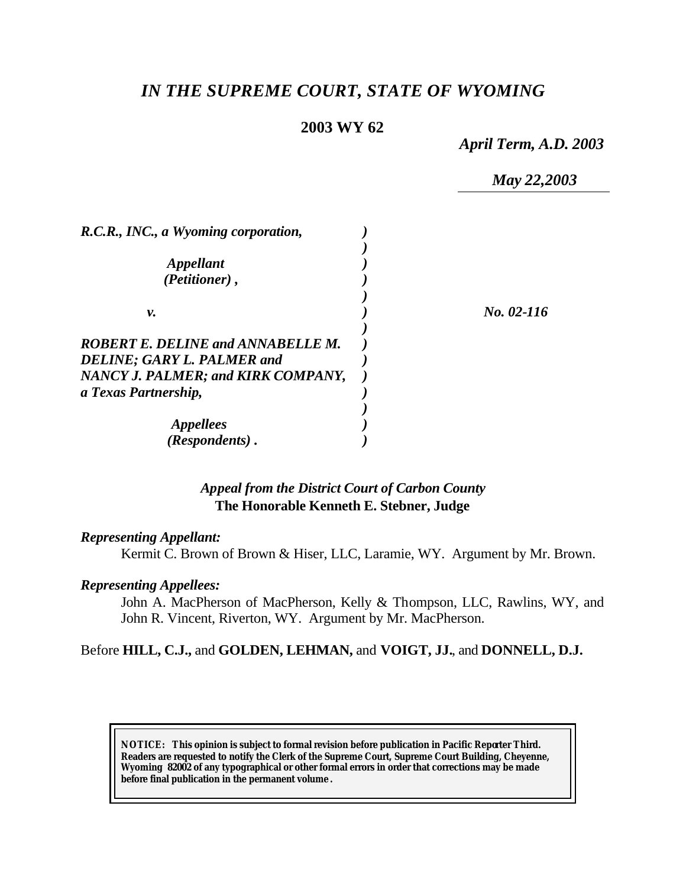# *IN THE SUPREME COURT, STATE OF WYOMING*

**2003 WY 62**

*April Term, A.D. 2003*

*May 22,2003*

*R.C.R., INC., a Wyoming corporation,*

*Appellant (Petitioner),*

*v.*

*ROBERT E. DELINE and ANNABELLE M. DELINE; GARY L. PALMER and NANCY J. PALMER; and KIRK COMPANY, a Texas Partnership,*

*Appellees (Respondents).*

*No. 02-116*

*Appeal from the District Court of Carbon County*
**The Honorable Kenneth E. Stebner, Judge**

***Representing Appellant:***

Kermit C. Brown of Brown & Hiser, LLC, Laramie, WY. Argument by Mr. Brown.

***Representing Appellees:***

John A. MacPherson of MacPherson, Kelly & Thompson, LLC, Rawlins, WY, and John R. Vincent, Riverton, WY. Argument by Mr. MacPherson.

Before **HILL, C.J.,** and **GOLDEN, LEHMAN,** and **VOIGT, JJ.**, and **DONNELL, D.J.**

**NOTICE: This opinion is subject to formal revision before publication in Pacific Reporter Third. Readers are requested to notify the Clerk of the Supreme Court, Supreme Court Building, Cheyenne, Wyoming 82002 of any typographical or other formal errors in order that corrections may be made before final publication in the permanent volume.**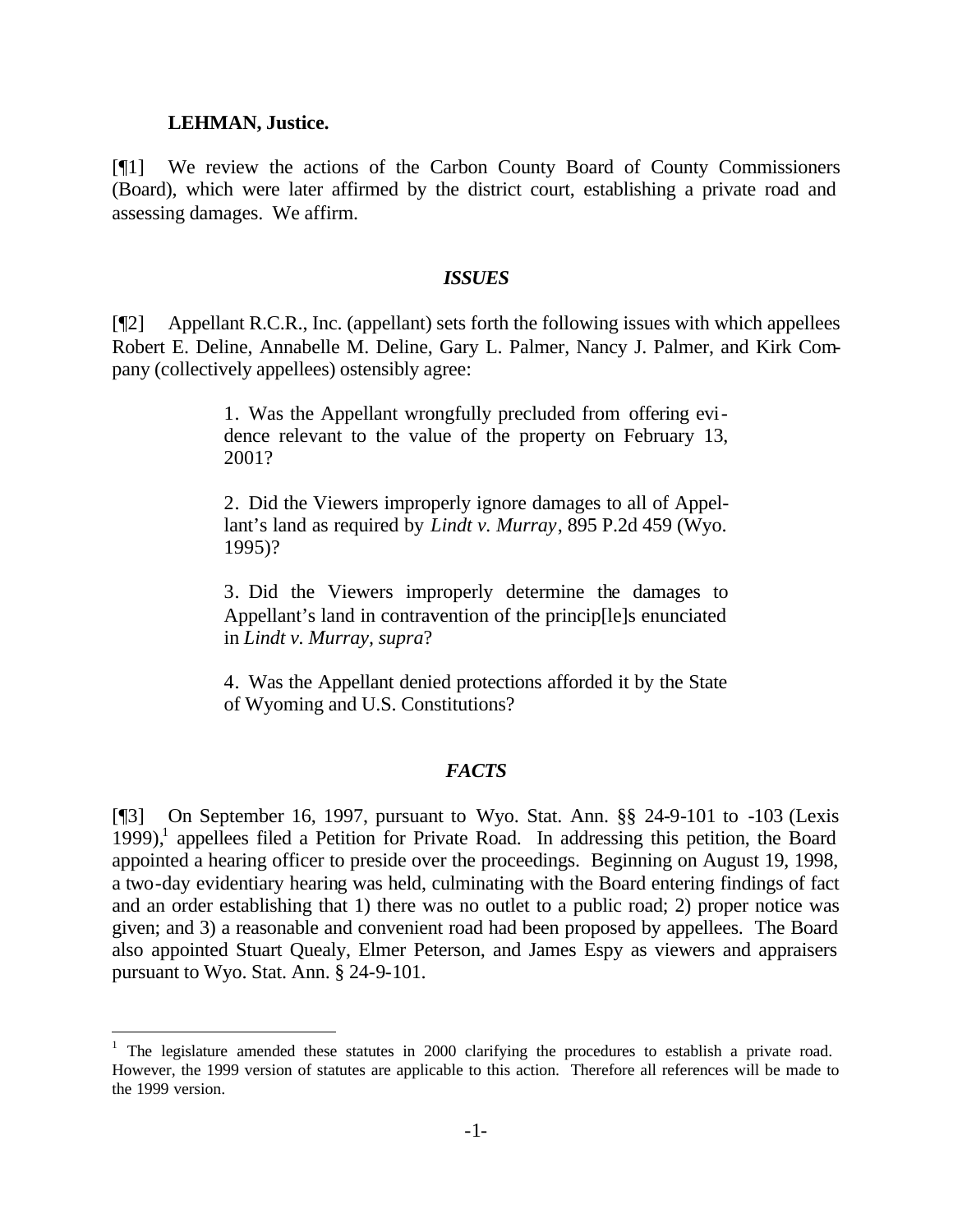**LEHMAN, Justice.**

[¶1] We review the actions of the Carbon County Board of County Commissioners (Board), which were later affirmed by the district court, establishing a private road and assessing damages. We affirm.

### *ISSUES*

[¶2] Appellant R.C.R., Inc. (appellant) sets forth the following issues with which appellees Robert E. Deline, Annabelle M. Deline, Gary L. Palmer, Nancy J. Palmer, and Kirk Company (collectively appellees) ostensibly agree:

> 1. Was the Appellant wrongfully precluded from offering evidence relevant to the value of the property on February 13, 2001?
>
> 2. Did the Viewers improperly ignore damages to all of Appellant's land as required by *Lindt v. Murray*, 895 P.2d 459 (Wyo. 1995)?
>
> 3. Did the Viewers improperly determine the damages to Appellant's land in contravention of the princip[le]s enunciated in *Lindt v. Murray, supra*?
>
> 4. Was the Appellant denied protections afforded it by the State of Wyoming and U.S. Constitutions?

### *FACTS*

[¶3] On September 16, 1997, pursuant to Wyo. Stat. Ann. §§ 24-9-101 to -103 (Lexis 1999),[1] appellees filed a Petition for Private Road. In addressing this petition, the Board appointed a hearing officer to preside over the proceedings. Beginning on August 19, 1998, a two-day evidentiary hearing was held, culminating with the Board entering findings of fact and an order establishing that 1) there was no outlet to a public road; 2) proper notice was given; and 3) a reasonable and convenient road had been proposed by appellees. The Board also appointed Stuart Quealy, Elmer Peterson, and James Espy as viewers and appraisers pursuant to Wyo. Stat. Ann. § 24-9-101.

---

[1] The legislature amended these statutes in 2000 clarifying the procedures to establish a private road. However, the 1999 version of statutes are applicable to this action. Therefore all references will be made to the 1999 version.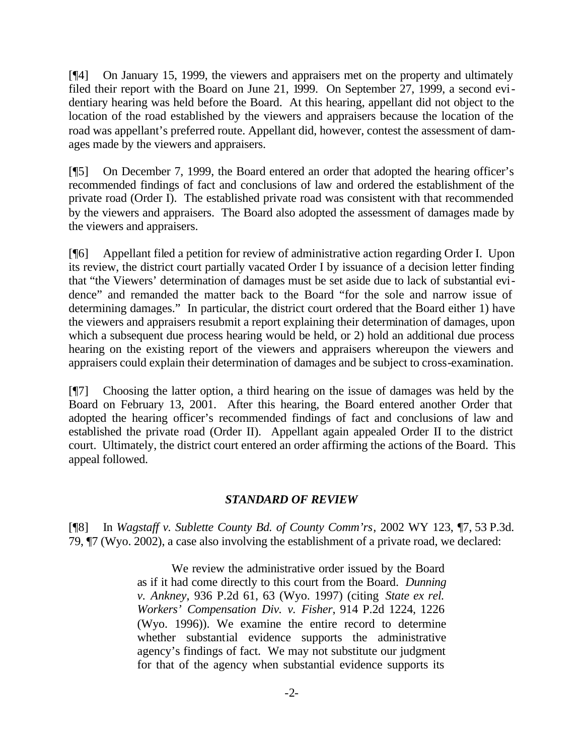[¶4] On January 15, 1999, the viewers and appraisers met on the property and ultimately filed their report with the Board on June 21, 1999. On September 27, 1999, a second evidentiary hearing was held before the Board. At this hearing, appellant did not object to the location of the road established by the viewers and appraisers because the location of the road was appellant's preferred route. Appellant did, however, contest the assessment of damages made by the viewers and appraisers.

[¶5] On December 7, 1999, the Board entered an order that adopted the hearing officer's recommended findings of fact and conclusions of law and ordered the establishment of the private road (Order I). The established private road was consistent with that recommended by the viewers and appraisers. The Board also adopted the assessment of damages made by the viewers and appraisers.

[¶6] Appellant filed a petition for review of administrative action regarding Order I. Upon its review, the district court partially vacated Order I by issuance of a decision letter finding that "the Viewers' determination of damages must be set aside due to lack of substantial evidence" and remanded the matter back to the Board "for the sole and narrow issue of determining damages." In particular, the district court ordered that the Board either 1) have the viewers and appraisers resubmit a report explaining their determination of damages, upon which a subsequent due process hearing would be held, or 2) hold an additional due process hearing on the existing report of the viewers and appraisers whereupon the viewers and appraisers could explain their determination of damages and be subject to cross-examination.

[¶7] Choosing the latter option, a third hearing on the issue of damages was held by the Board on February 13, 2001. After this hearing, the Board entered another Order that adopted the hearing officer's recommended findings of fact and conclusions of law and established the private road (Order II). Appellant again appealed Order II to the district court. Ultimately, the district court entered an order affirming the actions of the Board. This appeal followed.

## *STANDARD OF REVIEW*

[¶8] In *Wagstaff v. Sublette County Bd. of County Comm'rs*, 2002 WY 123, ¶7, 53 P.3d. 79, ¶7 (Wyo. 2002), a case also involving the establishment of a private road, we declared:

> We review the administrative order issued by the Board as if it had come directly to this court from the Board. *Dunning v. Ankney*, 936 P.2d 61, 63 (Wyo. 1997) (citing *State ex rel. Workers' Compensation Div. v. Fisher*, 914 P.2d 1224, 1226 (Wyo. 1996)). We examine the entire record to determine whether substantial evidence supports the administrative agency's findings of fact. We may not substitute our judgment for that of the agency when substantial evidence supports its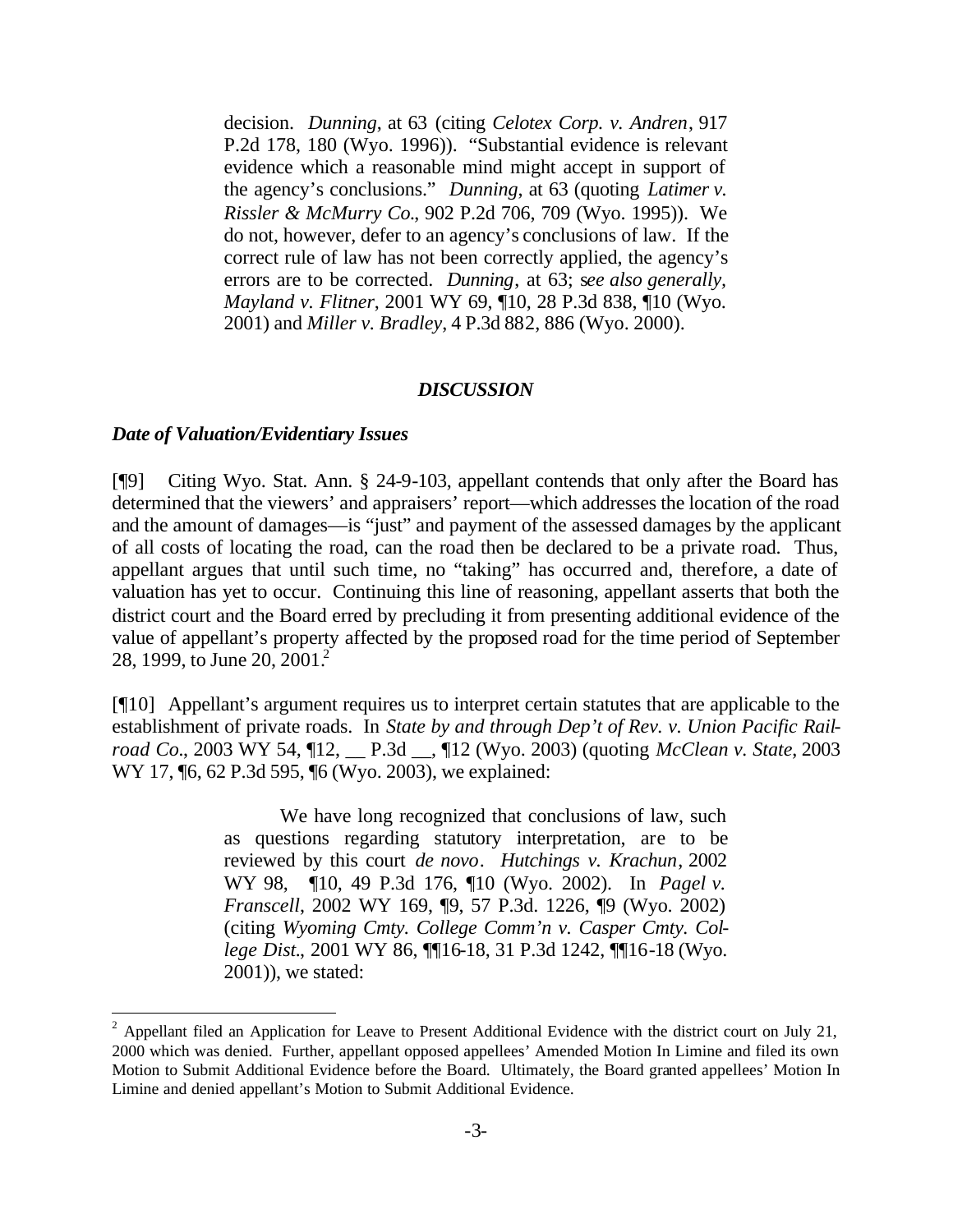> decision. *Dunning*, at 63 (citing *Celotex Corp. v. Andren*, 917 P.2d 178, 180 (Wyo. 1996)). "Substantial evidence is relevant evidence which a reasonable mind might accept in support of the agency's conclusions." *Dunning*, at 63 (quoting *Latimer v. Rissler & McMurry Co.*, 902 P.2d 706, 709 (Wyo. 1995)). We do not, however, defer to an agency's conclusions of law. If the correct rule of law has not been correctly applied, the agency's errors are to be corrected. *Dunning*, at 63; *see also generally*, *Mayland v. Flitner*, 2001 WY 69, ¶10, 28 P.3d 838, ¶10 (Wyo. 2001) and *Miller v. Bradley*, 4 P.3d 882, 886 (Wyo. 2000).

## *DISCUSSION*

### *Date of Valuation/Evidentiary Issues*

[¶9] Citing Wyo. Stat. Ann. § 24-9-103, appellant contends that only after the Board has determined that the viewers' and appraisers' report—which addresses the location of the road and the amount of damages—is "just" and payment of the assessed damages by the applicant of all costs of locating the road, can the road then be declared to be a private road. Thus, appellant argues that until such time, no "taking" has occurred and, therefore, a date of valuation has yet to occur. Continuing this line of reasoning, appellant asserts that both the district court and the Board erred by precluding it from presenting additional evidence of the value of appellant's property affected by the proposed road for the time period of September 28, 1999, to June 20, 2001.[2]

[¶10] Appellant's argument requires us to interpret certain statutes that are applicable to the establishment of private roads. In *State by and through Dep't of Rev. v. Union Pacific Railroad Co.*, 2003 WY 54, ¶12, __ P.3d __, ¶12 (Wyo. 2003) (quoting *McClean v. State*, 2003 WY 17, ¶6, 62 P.3d 595, ¶6 (Wyo. 2003), we explained:

> We have long recognized that conclusions of law, such as questions regarding statutory interpretation, are to be reviewed by this court *de novo*. *Hutchings v. Krachun*, 2002 WY 98, ¶10, 49 P.3d 176, ¶10 (Wyo. 2002). In *Pagel v. Franscell*, 2002 WY 169, ¶9, 57 P.3d. 1226, ¶9 (Wyo. 2002) (citing *Wyoming Cmty. College Comm'n v. Casper Cmty. College Dist.*, 2001 WY 86, ¶¶16-18, 31 P.3d 1242, ¶¶16-18 (Wyo. 2001)), we stated:

[2] Appellant filed an Application for Leave to Present Additional Evidence with the district court on July 21, 2000 which was denied. Further, appellant opposed appellees' Amended Motion In Limine and filed its own Motion to Submit Additional Evidence before the Board. Ultimately, the Board granted appellees' Motion In Limine and denied appellant's Motion to Submit Additional Evidence.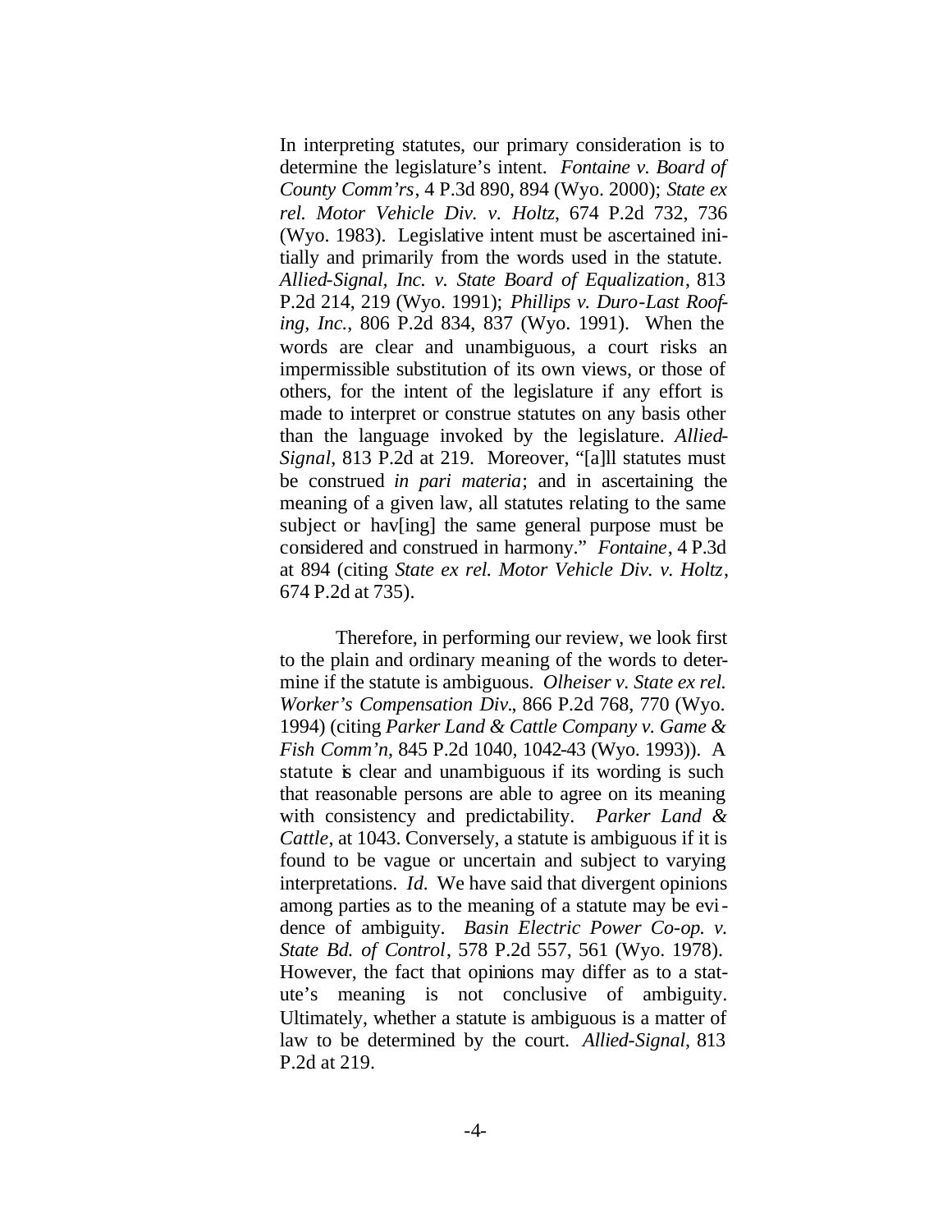In interpreting statutes, our primary consideration is to determine the legislature's intent. *Fontaine v. Board of County Comm'rs*, 4 P.3d 890, 894 (Wyo. 2000); *State ex rel. Motor Vehicle Div. v. Holtz*, 674 P.2d 732, 736 (Wyo. 1983). Legislative intent must be ascertained initially and primarily from the words used in the statute. *Allied-Signal, Inc. v. State Board of Equalization*, 813 P.2d 214, 219 (Wyo. 1991); *Phillips v. Duro-Last Roofing, Inc.*, 806 P.2d 834, 837 (Wyo. 1991). When the words are clear and unambiguous, a court risks an impermissible substitution of its own views, or those of others, for the intent of the legislature if any effort is made to interpret or construe statutes on any basis other than the language invoked by the legislature. *Allied-Signal*, 813 P.2d at 219. Moreover, "[a]ll statutes must be construed *in pari materia*; and in ascertaining the meaning of a given law, all statutes relating to the same subject or hav[ing] the same general purpose must be considered and construed in harmony." *Fontaine*, 4 P.3d at 894 (citing *State ex rel. Motor Vehicle Div. v. Holtz*, 674 P.2d at 735).

Therefore, in performing our review, we look first to the plain and ordinary meaning of the words to determine if the statute is ambiguous. *Olheiser v. State ex rel. Worker's Compensation Div.*, 866 P.2d 768, 770 (Wyo. 1994) (citing *Parker Land & Cattle Company v. Game & Fish Comm'n*, 845 P.2d 1040, 1042-43 (Wyo. 1993)). A statute is clear and unambiguous if its wording is such that reasonable persons are able to agree on its meaning with consistency and predictability. *Parker Land & Cattle*, at 1043. Conversely, a statute is ambiguous if it is found to be vague or uncertain and subject to varying interpretations. *Id.* We have said that divergent opinions among parties as to the meaning of a statute may be evidence of ambiguity. *Basin Electric Power Co-op. v. State Bd. of Control*, 578 P.2d 557, 561 (Wyo. 1978). However, the fact that opinions may differ as to a statute's meaning is not conclusive of ambiguity. Ultimately, whether a statute is ambiguous is a matter of law to be determined by the court. *Allied-Signal*, 813 P.2d at 219.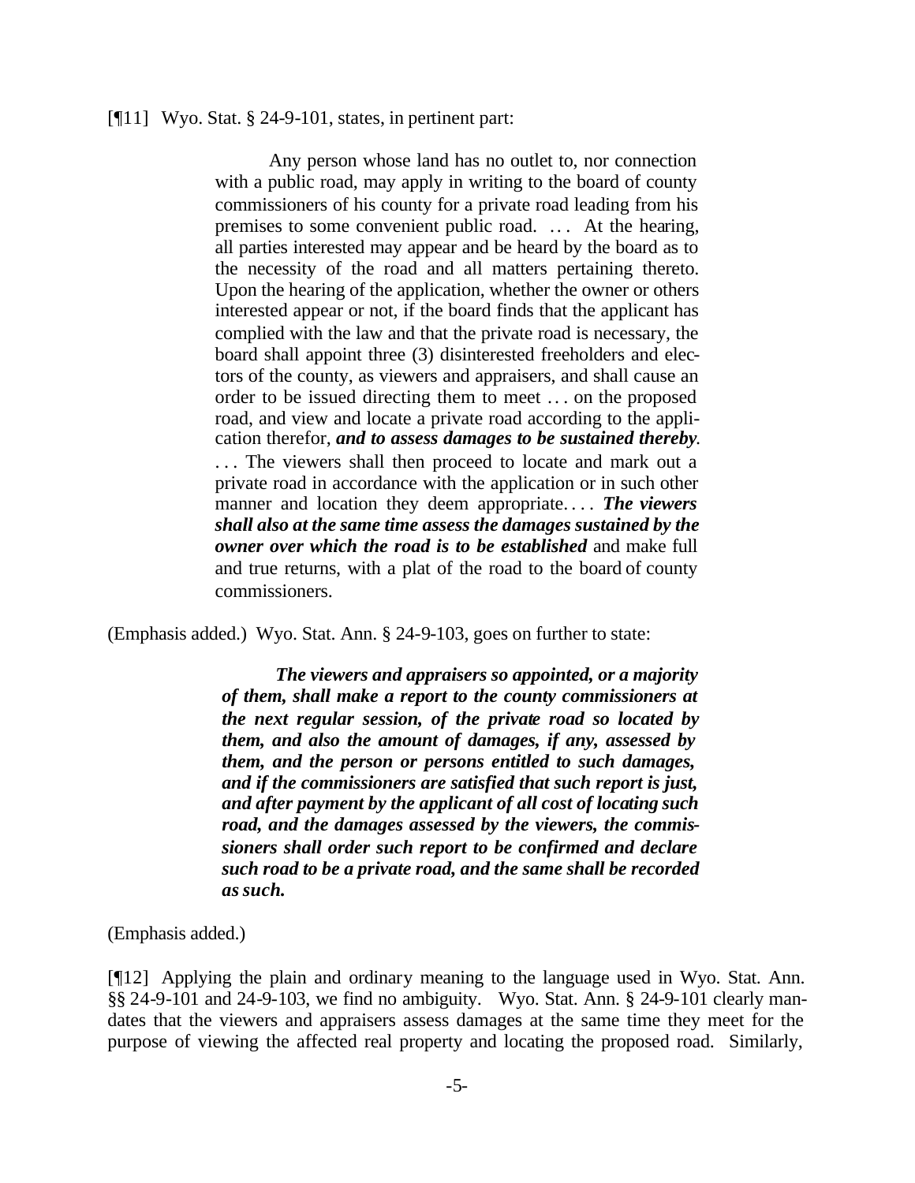[¶11] Wyo. Stat. § 24-9-101, states, in pertinent part:

> Any person whose land has no outlet to, nor connection with a public road, may apply in writing to the board of county commissioners of his county for a private road leading from his premises to some convenient public road. . . . At the hearing, all parties interested may appear and be heard by the board as to the necessity of the road and all matters pertaining thereto. Upon the hearing of the application, whether the owner or others interested appear or not, if the board finds that the applicant has complied with the law and that the private road is necessary, the board shall appoint three (3) disinterested freeholders and electors of the county, as viewers and appraisers, and shall cause an order to be issued directing them to meet . . . on the proposed road, and view and locate a private road according to the application therefor, ***and to assess damages to be sustained thereby***. . . . The viewers shall then proceed to locate and mark out a private road in accordance with the application or in such other manner and location they deem appropriate. . . . ***The viewers shall also at the same time assess the damages sustained by the owner over which the road is to be established*** and make full and true returns, with a plat of the road to the board of county commissioners.

(Emphasis added.) Wyo. Stat. Ann. § 24-9-103, goes on further to state:

> ***The viewers and appraisers so appointed, or a majority of them, shall make a report to the county commissioners at the next regular session, of the private road so located by them, and also the amount of damages, if any, assessed by them, and the person or persons entitled to such damages, and if the commissioners are satisfied that such report is just, and after payment by the applicant of all cost of locating such road, and the damages assessed by the viewers, the commissioners shall order such report to be confirmed and declare such road to be a private road, and the same shall be recorded as such.***

(Emphasis added.)

[¶12] Applying the plain and ordinary meaning to the language used in Wyo. Stat. Ann. §§ 24-9-101 and 24-9-103, we find no ambiguity. Wyo. Stat. Ann. § 24-9-101 clearly mandates that the viewers and appraisers assess damages at the same time they meet for the purpose of viewing the affected real property and locating the proposed road. Similarly,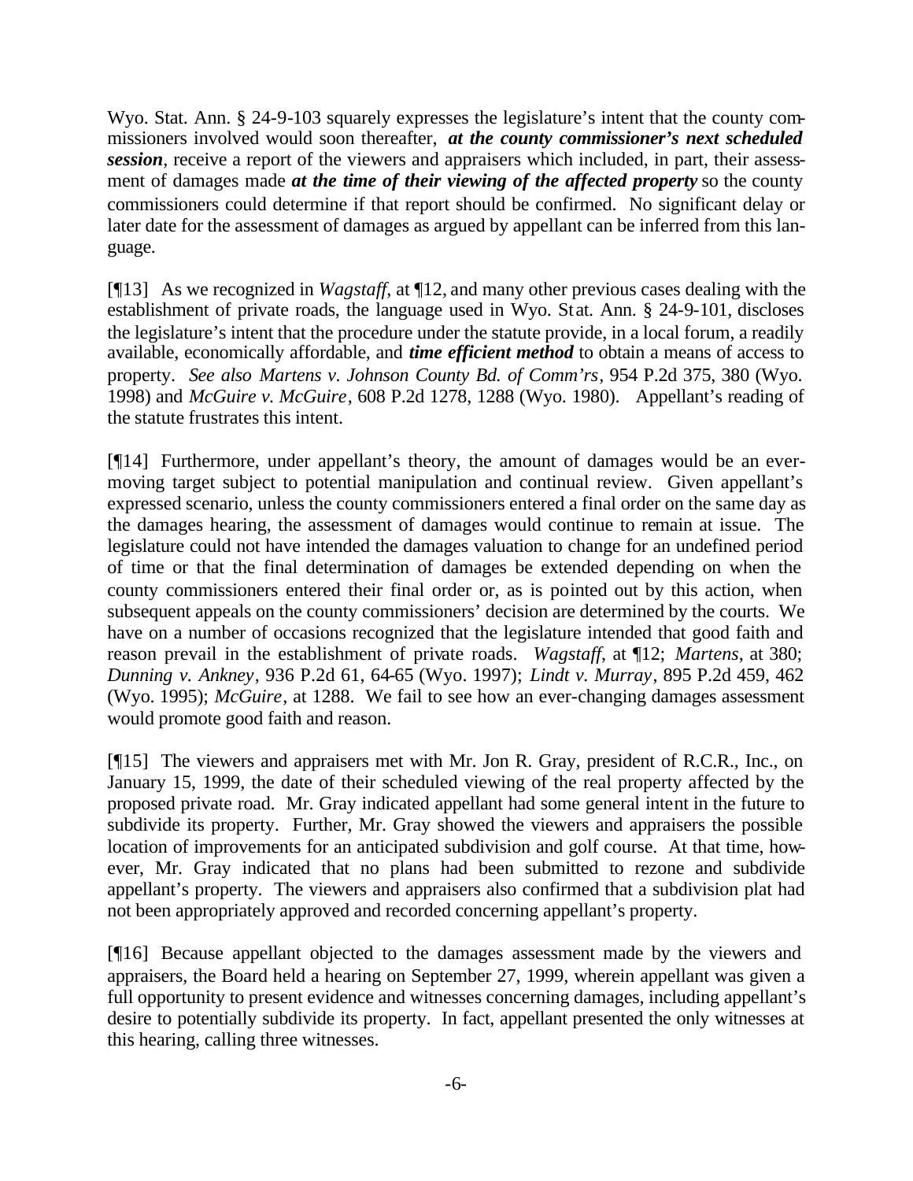Wyo. Stat. Ann. § 24-9-103 squarely expresses the legislature's intent that the county commissioners involved would soon thereafter, ***at the county commissioner's next scheduled session***, receive a report of the viewers and appraisers which included, in part, their assessment of damages made ***at the time of their viewing of the affected property*** so the county commissioners could determine if that report should be confirmed. No significant delay or later date for the assessment of damages as argued by appellant can be inferred from this language.

[¶13] As we recognized in *Wagstaff*, at ¶12, and many other previous cases dealing with the establishment of private roads, the language used in Wyo. Stat. Ann. § 24-9-101, discloses the legislature's intent that the procedure under the statute provide, in a local forum, a readily available, economically affordable, and ***time efficient method*** to obtain a means of access to property. *See also Martens v. Johnson County Bd. of Comm'rs*, 954 P.2d 375, 380 (Wyo. 1998) and *McGuire v. McGuire*, 608 P.2d 1278, 1288 (Wyo. 1980). Appellant's reading of the statute frustrates this intent.

[¶14] Furthermore, under appellant's theory, the amount of damages would be an ever-moving target subject to potential manipulation and continual review. Given appellant's expressed scenario, unless the county commissioners entered a final order on the same day as the damages hearing, the assessment of damages would continue to remain at issue. The legislature could not have intended the damages valuation to change for an undefined period of time or that the final determination of damages be extended depending on when the county commissioners entered their final order or, as is pointed out by this action, when subsequent appeals on the county commissioners' decision are determined by the courts. We have on a number of occasions recognized that the legislature intended that good faith and reason prevail in the establishment of private roads. *Wagstaff*, at ¶12; *Martens*, at 380; *Dunning v. Ankney*, 936 P.2d 61, 64-65 (Wyo. 1997); *Lindt v. Murray*, 895 P.2d 459, 462 (Wyo. 1995); *McGuire*, at 1288. We fail to see how an ever-changing damages assessment would promote good faith and reason.

[¶15] The viewers and appraisers met with Mr. Jon R. Gray, president of R.C.R., Inc., on January 15, 1999, the date of their scheduled viewing of the real property affected by the proposed private road. Mr. Gray indicated appellant had some general intent in the future to subdivide its property. Further, Mr. Gray showed the viewers and appraisers the possible location of improvements for an anticipated subdivision and golf course. At that time, however, Mr. Gray indicated that no plans had been submitted to rezone and subdivide appellant's property. The viewers and appraisers also confirmed that a subdivision plat had not been appropriately approved and recorded concerning appellant's property.

[¶16] Because appellant objected to the damages assessment made by the viewers and appraisers, the Board held a hearing on September 27, 1999, wherein appellant was given a full opportunity to present evidence and witnesses concerning damages, including appellant's desire to potentially subdivide its property. In fact, appellant presented the only witnesses at this hearing, calling three witnesses.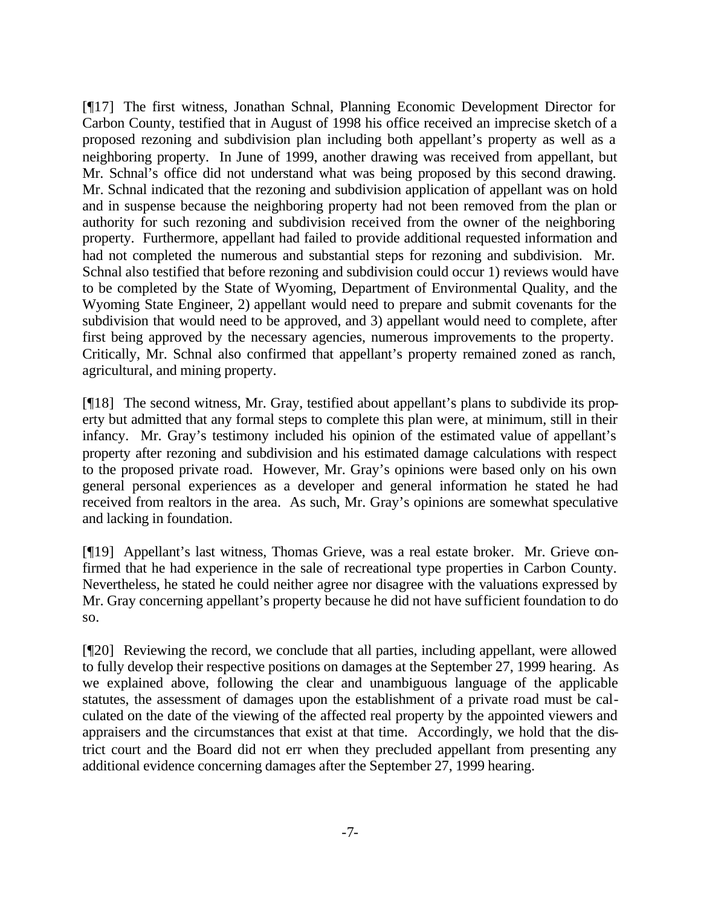[¶17] The first witness, Jonathan Schnal, Planning Economic Development Director for Carbon County, testified that in August of 1998 his office received an imprecise sketch of a proposed rezoning and subdivision plan including both appellant's property as well as a neighboring property. In June of 1999, another drawing was received from appellant, but Mr. Schnal's office did not understand what was being proposed by this second drawing. Mr. Schnal indicated that the rezoning and subdivision application of appellant was on hold and in suspense because the neighboring property had not been removed from the plan or authority for such rezoning and subdivision received from the owner of the neighboring property. Furthermore, appellant had failed to provide additional requested information and had not completed the numerous and substantial steps for rezoning and subdivision. Mr. Schnal also testified that before rezoning and subdivision could occur 1) reviews would have to be completed by the State of Wyoming, Department of Environmental Quality, and the Wyoming State Engineer, 2) appellant would need to prepare and submit covenants for the subdivision that would need to be approved, and 3) appellant would need to complete, after first being approved by the necessary agencies, numerous improvements to the property. Critically, Mr. Schnal also confirmed that appellant's property remained zoned as ranch, agricultural, and mining property.

[¶18] The second witness, Mr. Gray, testified about appellant's plans to subdivide its property but admitted that any formal steps to complete this plan were, at minimum, still in their infancy. Mr. Gray's testimony included his opinion of the estimated value of appellant's property after rezoning and subdivision and his estimated damage calculations with respect to the proposed private road. However, Mr. Gray's opinions were based only on his own general personal experiences as a developer and general information he stated he had received from realtors in the area. As such, Mr. Gray's opinions are somewhat speculative and lacking in foundation.

[¶19] Appellant's last witness, Thomas Grieve, was a real estate broker. Mr. Grieve confirmed that he had experience in the sale of recreational type properties in Carbon County. Nevertheless, he stated he could neither agree nor disagree with the valuations expressed by Mr. Gray concerning appellant's property because he did not have sufficient foundation to do so.

[¶20] Reviewing the record, we conclude that all parties, including appellant, were allowed to fully develop their respective positions on damages at the September 27, 1999 hearing. As we explained above, following the clear and unambiguous language of the applicable statutes, the assessment of damages upon the establishment of a private road must be calculated on the date of the viewing of the affected real property by the appointed viewers and appraisers and the circumstances that exist at that time. Accordingly, we hold that the district court and the Board did not err when they precluded appellant from presenting any additional evidence concerning damages after the September 27, 1999 hearing.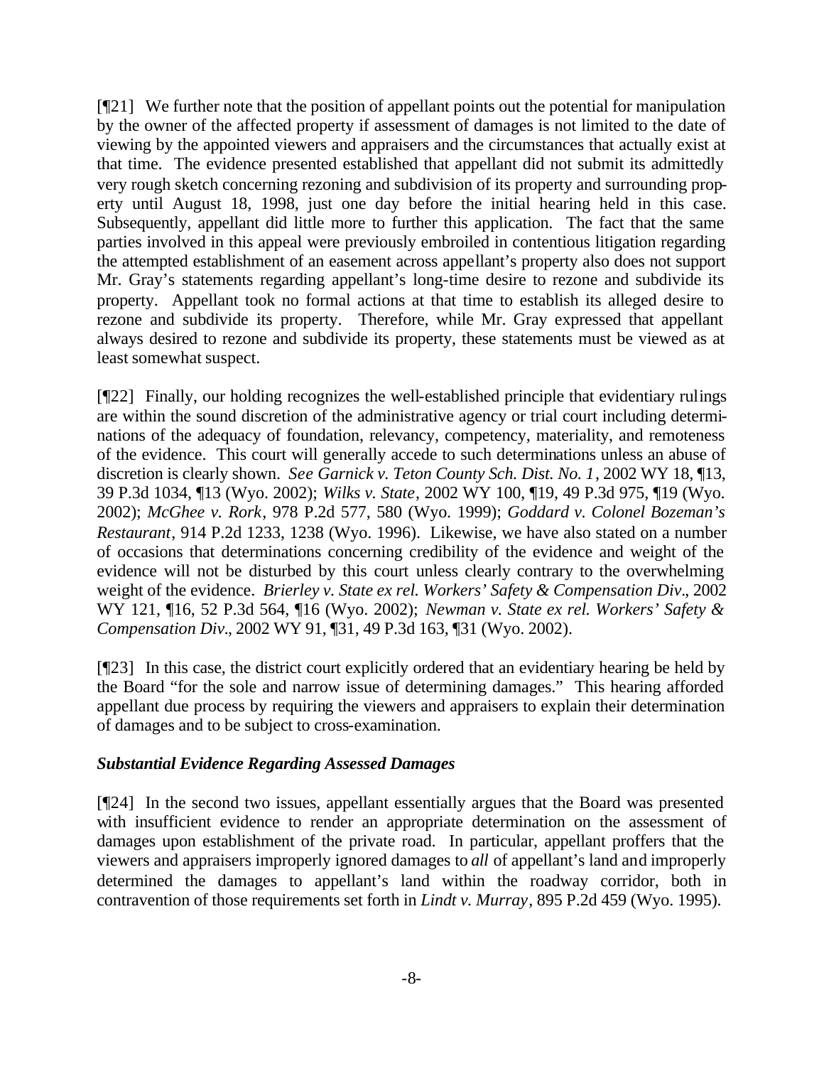[¶21] We further note that the position of appellant points out the potential for manipulation by the owner of the affected property if assessment of damages is not limited to the date of viewing by the appointed viewers and appraisers and the circumstances that actually exist at that time. The evidence presented established that appellant did not submit its admittedly very rough sketch concerning rezoning and subdivision of its property and surrounding property until August 18, 1998, just one day before the initial hearing held in this case. Subsequently, appellant did little more to further this application. The fact that the same parties involved in this appeal were previously embroiled in contentious litigation regarding the attempted establishment of an easement across appellant's property also does not support Mr. Gray's statements regarding appellant's long-time desire to rezone and subdivide its property. Appellant took no formal actions at that time to establish its alleged desire to rezone and subdivide its property. Therefore, while Mr. Gray expressed that appellant always desired to rezone and subdivide its property, these statements must be viewed as at least somewhat suspect.

[¶22] Finally, our holding recognizes the well-established principle that evidentiary rulings are within the sound discretion of the administrative agency or trial court including determinations of the adequacy of foundation, relevancy, competency, materiality, and remoteness of the evidence. This court will generally accede to such determinations unless an abuse of discretion is clearly shown. *See Garnick v. Teton County Sch. Dist. No. 1*, 2002 WY 18, ¶13, 39 P.3d 1034, ¶13 (Wyo. 2002); *Wilks v. State*, 2002 WY 100, ¶19, 49 P.3d 975, ¶19 (Wyo. 2002); *McGhee v. Rork*, 978 P.2d 577, 580 (Wyo. 1999); *Goddard v. Colonel Bozeman's Restaurant*, 914 P.2d 1233, 1238 (Wyo. 1996). Likewise, we have also stated on a number of occasions that determinations concerning credibility of the evidence and weight of the evidence will not be disturbed by this court unless clearly contrary to the overwhelming weight of the evidence. *Brierley v. State ex rel. Workers' Safety & Compensation Div.*, 2002 WY 121, ¶16, 52 P.3d 564, ¶16 (Wyo. 2002); *Newman v. State ex rel. Workers' Safety & Compensation Div.*, 2002 WY 91, ¶31, 49 P.3d 163, ¶31 (Wyo. 2002).

[¶23] In this case, the district court explicitly ordered that an evidentiary hearing be held by the Board "for the sole and narrow issue of determining damages." This hearing afforded appellant due process by requiring the viewers and appraisers to explain their determination of damages and to be subject to cross-examination.

### *Substantial Evidence Regarding Assessed Damages*

[¶24] In the second two issues, appellant essentially argues that the Board was presented with insufficient evidence to render an appropriate determination on the assessment of damages upon establishment of the private road. In particular, appellant proffers that the viewers and appraisers improperly ignored damages to *all* of appellant's land and improperly determined the damages to appellant's land within the roadway corridor, both in contravention of those requirements set forth in *Lindt v. Murray*, 895 P.2d 459 (Wyo. 1995).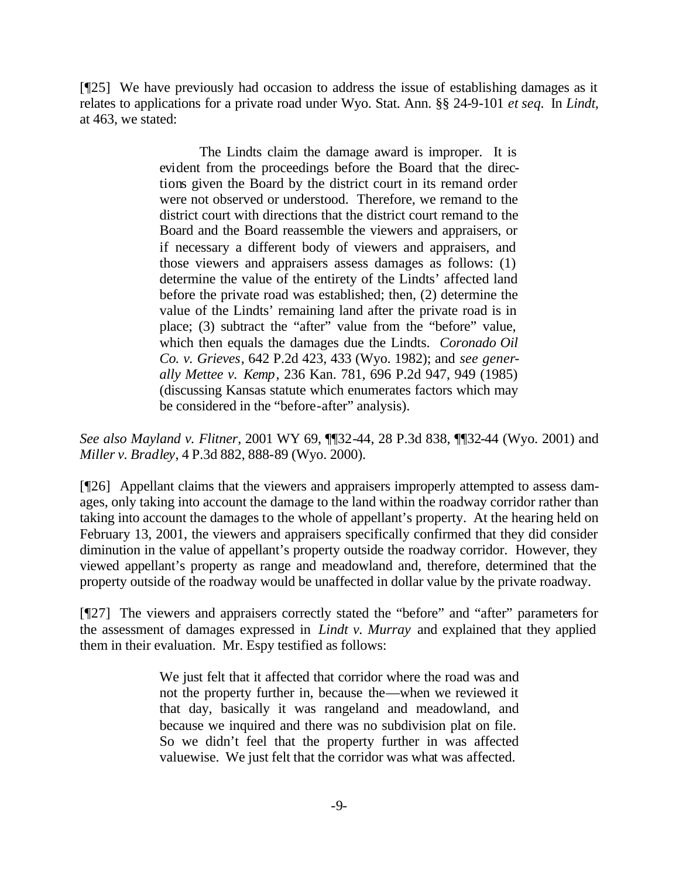[¶25] We have previously had occasion to address the issue of establishing damages as it relates to applications for a private road under Wyo. Stat. Ann. §§ 24-9-101 *et seq.* In *Lindt*, at 463, we stated:

> The Lindts claim the damage award is improper. It is evident from the proceedings before the Board that the directions given the Board by the district court in its remand order were not observed or understood. Therefore, we remand to the district court with directions that the district court remand to the Board and the Board reassemble the viewers and appraisers, or if necessary a different body of viewers and appraisers, and those viewers and appraisers assess damages as follows: (1) determine the value of the entirety of the Lindts' affected land before the private road was established; then, (2) determine the value of the Lindts' remaining land after the private road is in place; (3) subtract the "after" value from the "before" value, which then equals the damages due the Lindts. *Coronado Oil Co. v. Grieves*, 642 P.2d 423, 433 (Wyo. 1982); and *see generally Mettee v. Kemp*, 236 Kan. 781, 696 P.2d 947, 949 (1985) (discussing Kansas statute which enumerates factors which may be considered in the "before-after" analysis).

*See also Mayland v. Flitner*, 2001 WY 69, ¶¶32-44, 28 P.3d 838, ¶¶32-44 (Wyo. 2001) and *Miller v. Bradley*, 4 P.3d 882, 888-89 (Wyo. 2000).

[¶26] Appellant claims that the viewers and appraisers improperly attempted to assess damages, only taking into account the damage to the land within the roadway corridor rather than taking into account the damages to the whole of appellant's property. At the hearing held on February 13, 2001, the viewers and appraisers specifically confirmed that they did consider diminution in the value of appellant's property outside the roadway corridor. However, they viewed appellant's property as range and meadowland and, therefore, determined that the property outside of the roadway would be unaffected in dollar value by the private roadway.

[¶27] The viewers and appraisers correctly stated the "before" and "after" parameters for the assessment of damages expressed in *Lindt v. Murray* and explained that they applied them in their evaluation. Mr. Espy testified as follows:

> We just felt that it affected that corridor where the road was and not the property further in, because the—when we reviewed it that day, basically it was rangeland and meadowland, and because we inquired and there was no subdivision plat on file. So we didn't feel that the property further in was affected valuewise. We just felt that the corridor was what was affected.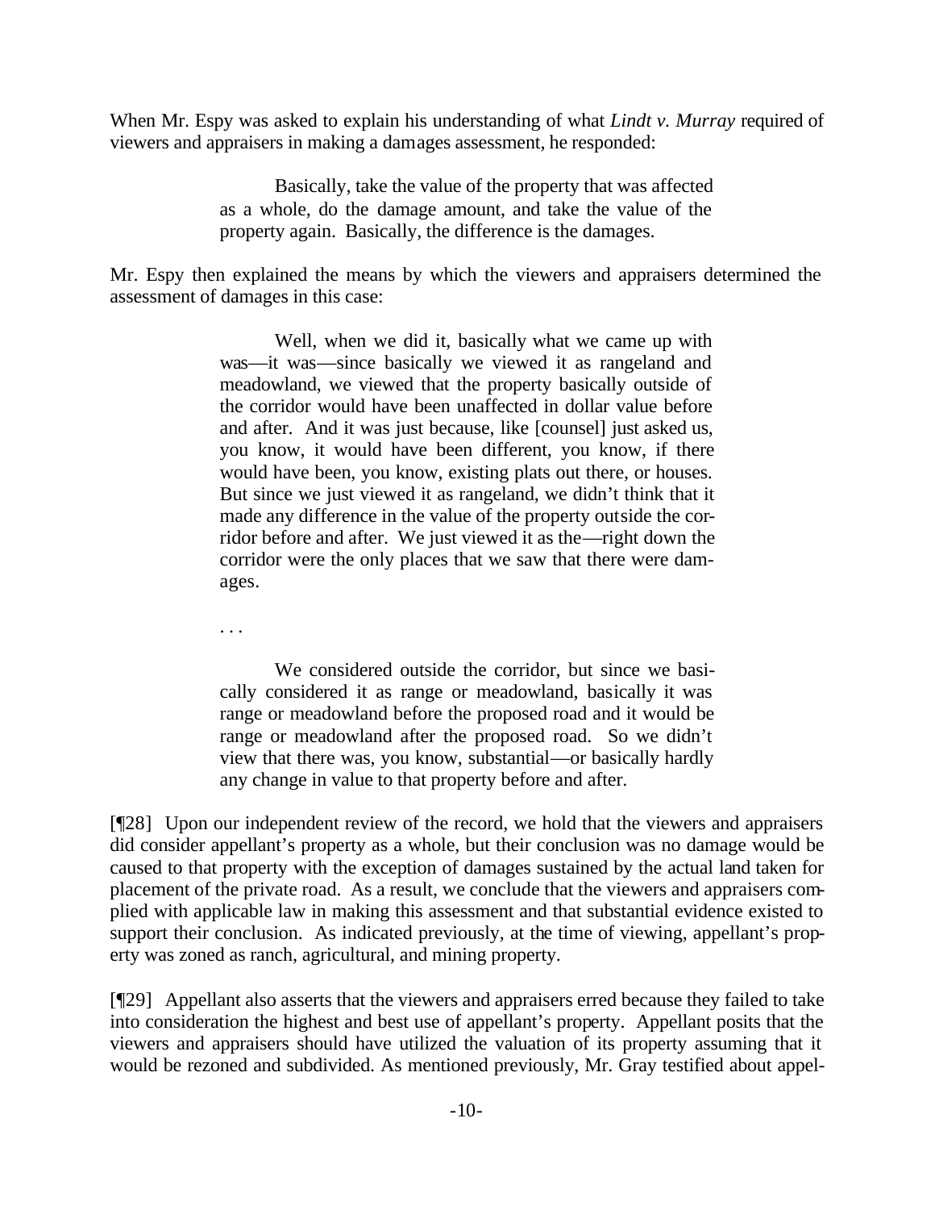When Mr. Espy was asked to explain his understanding of what *Lindt v. Murray* required of viewers and appraisers in making a damages assessment, he responded:

> Basically, take the value of the property that was affected as a whole, do the damage amount, and take the value of the property again. Basically, the difference is the damages.

Mr. Espy then explained the means by which the viewers and appraisers determined the assessment of damages in this case:

> Well, when we did it, basically what we came up with was—it was—since basically we viewed it as rangeland and meadowland, we viewed that the property basically outside of the corridor would have been unaffected in dollar value before and after. And it was just because, like [counsel] just asked us, you know, it would have been different, you know, if there would have been, you know, existing plats out there, or houses. But since we just viewed it as rangeland, we didn't think that it made any difference in the value of the property outside the corridor before and after. We just viewed it as the—right down the corridor were the only places that we saw that there were damages.
>
> . . .
>
> We considered outside the corridor, but since we basically considered it as range or meadowland, basically it was range or meadowland before the proposed road and it would be range or meadowland after the proposed road. So we didn't view that there was, you know, substantial—or basically hardly any change in value to that property before and after.

[¶28] Upon our independent review of the record, we hold that the viewers and appraisers did consider appellant's property as a whole, but their conclusion was no damage would be caused to that property with the exception of damages sustained by the actual land taken for placement of the private road. As a result, we conclude that the viewers and appraisers complied with applicable law in making this assessment and that substantial evidence existed to support their conclusion. As indicated previously, at the time of viewing, appellant's property was zoned as ranch, agricultural, and mining property.

[¶29] Appellant also asserts that the viewers and appraisers erred because they failed to take into consideration the highest and best use of appellant's property. Appellant posits that the viewers and appraisers should have utilized the valuation of its property assuming that it would be rezoned and subdivided. As mentioned previously, Mr. Gray testified about appel-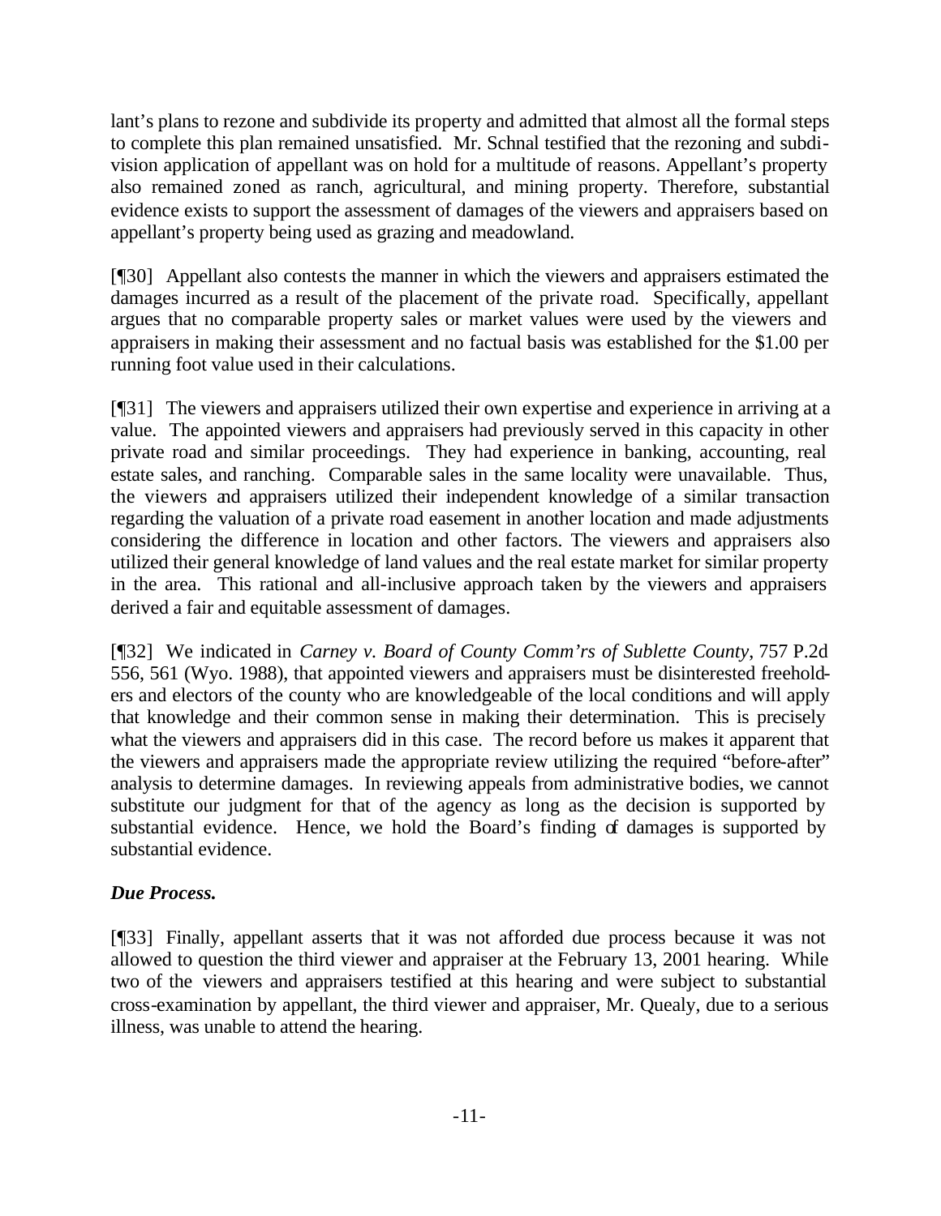lant's plans to rezone and subdivide its property and admitted that almost all the formal steps to complete this plan remained unsatisfied. Mr. Schnal testified that the rezoning and subdivision application of appellant was on hold for a multitude of reasons. Appellant's property also remained zoned as ranch, agricultural, and mining property. Therefore, substantial evidence exists to support the assessment of damages of the viewers and appraisers based on appellant's property being used as grazing and meadowland.

[¶30] Appellant also contests the manner in which the viewers and appraisers estimated the damages incurred as a result of the placement of the private road. Specifically, appellant argues that no comparable property sales or market values were used by the viewers and appraisers in making their assessment and no factual basis was established for the $1.00 per running foot value used in their calculations.

[¶31] The viewers and appraisers utilized their own expertise and experience in arriving at a value. The appointed viewers and appraisers had previously served in this capacity in other private road and similar proceedings. They had experience in banking, accounting, real estate sales, and ranching. Comparable sales in the same locality were unavailable. Thus, the viewers and appraisers utilized their independent knowledge of a similar transaction regarding the valuation of a private road easement in another location and made adjustments considering the difference in location and other factors. The viewers and appraisers also utilized their general knowledge of land values and the real estate market for similar property in the area. This rational and all-inclusive approach taken by the viewers and appraisers derived a fair and equitable assessment of damages.

[¶32] We indicated in *Carney v. Board of County Comm'rs of Sublette County*, 757 P.2d 556, 561 (Wyo. 1988), that appointed viewers and appraisers must be disinterested freeholders and electors of the county who are knowledgeable of the local conditions and will apply that knowledge and their common sense in making their determination. This is precisely what the viewers and appraisers did in this case. The record before us makes it apparent that the viewers and appraisers made the appropriate review utilizing the required "before-after" analysis to determine damages. In reviewing appeals from administrative bodies, we cannot substitute our judgment for that of the agency as long as the decision is supported by substantial evidence. Hence, we hold the Board's finding of damages is supported by substantial evidence.

***Due Process.***

[¶33] Finally, appellant asserts that it was not afforded due process because it was not allowed to question the third viewer and appraiser at the February 13, 2001 hearing. While two of the viewers and appraisers testified at this hearing and were subject to substantial cross-examination by appellant, the third viewer and appraiser, Mr. Quealy, due to a serious illness, was unable to attend the hearing.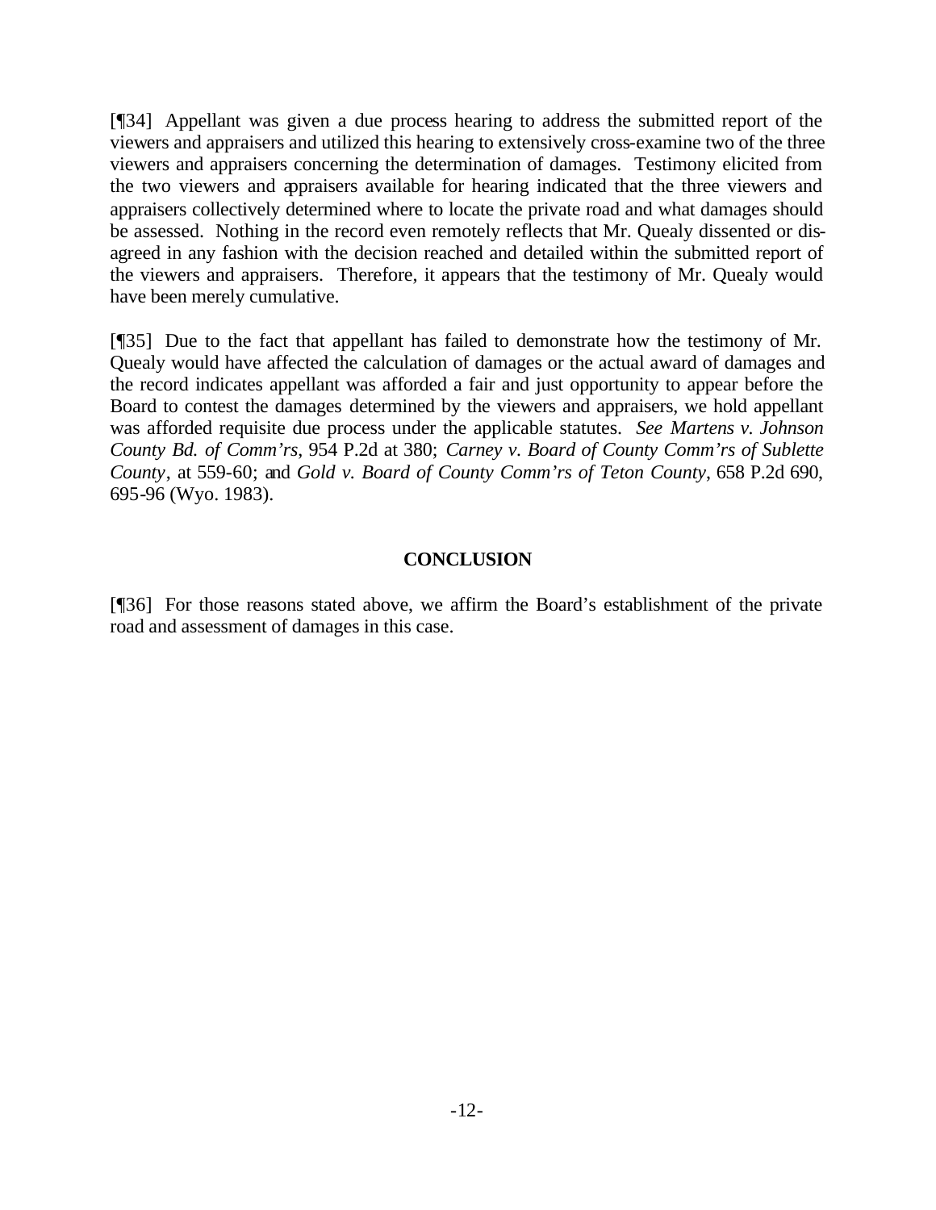[¶34] Appellant was given a due process hearing to address the submitted report of the viewers and appraisers and utilized this hearing to extensively cross-examine two of the three viewers and appraisers concerning the determination of damages. Testimony elicited from the two viewers and appraisers available for hearing indicated that the three viewers and appraisers collectively determined where to locate the private road and what damages should be assessed. Nothing in the record even remotely reflects that Mr. Quealy dissented or disagreed in any fashion with the decision reached and detailed within the submitted report of the viewers and appraisers. Therefore, it appears that the testimony of Mr. Quealy would have been merely cumulative.

[¶35] Due to the fact that appellant has failed to demonstrate how the testimony of Mr. Quealy would have affected the calculation of damages or the actual award of damages and the record indicates appellant was afforded a fair and just opportunity to appear before the Board to contest the damages determined by the viewers and appraisers, we hold appellant was afforded requisite due process under the applicable statutes. *See Martens v. Johnson County Bd. of Comm'rs*, 954 P.2d at 380; *Carney v. Board of County Comm'rs of Sublette County*, at 559-60; and *Gold v. Board of County Comm'rs of Teton County*, 658 P.2d 690, 695-96 (Wyo. 1983).

## CONCLUSION

[¶36] For those reasons stated above, we affirm the Board's establishment of the private road and assessment of damages in this case.